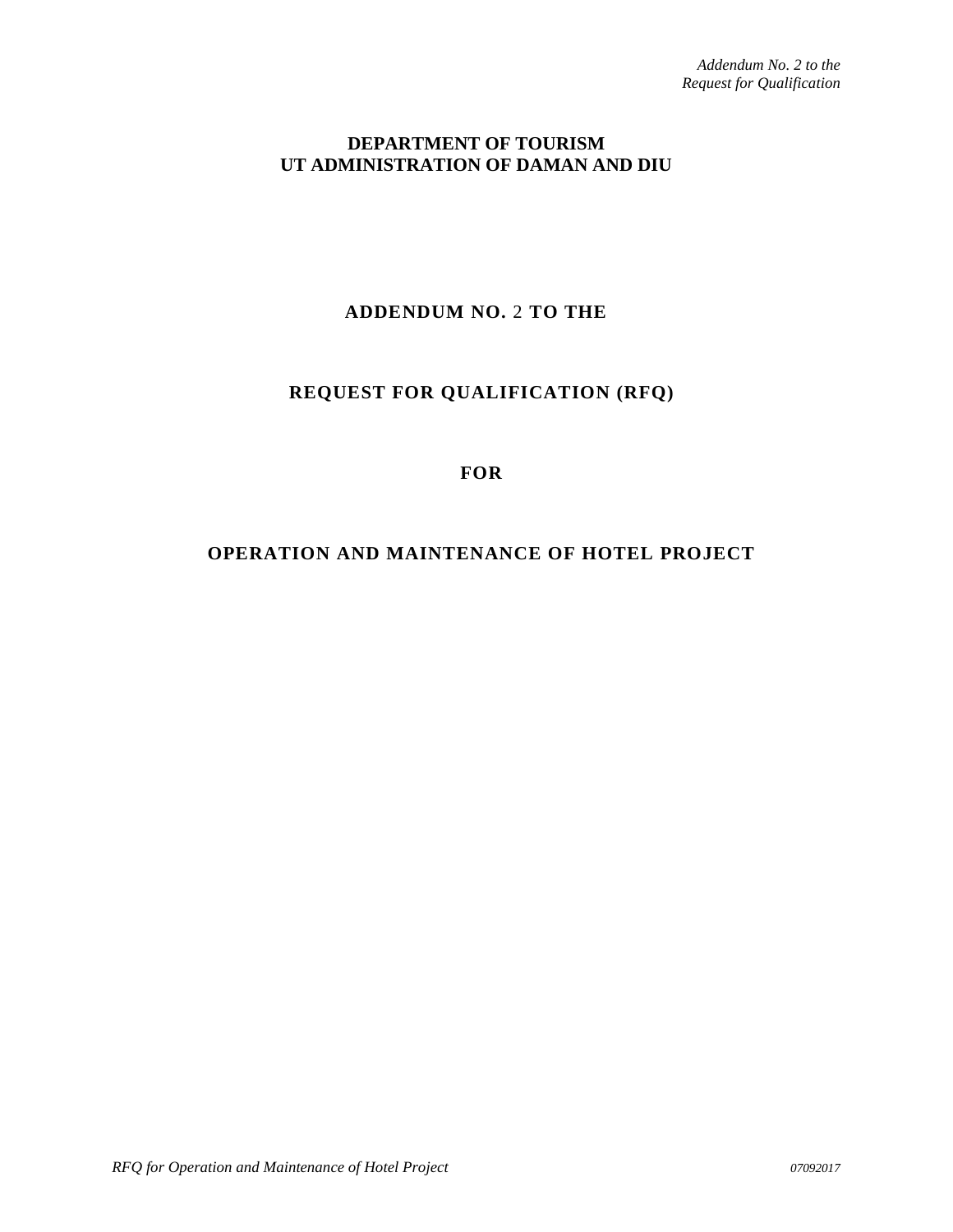# DEPARTMENT OF TOURISM
# UT ADMINISTRATION OF DAMAN AND DIU

## ADDENDUM NO. 2 TO THE

## REQUEST FOR QUALIFICATION (RFQ)

## FOR

## OPERATION AND MAINTENANCE OF HOTEL PROJECT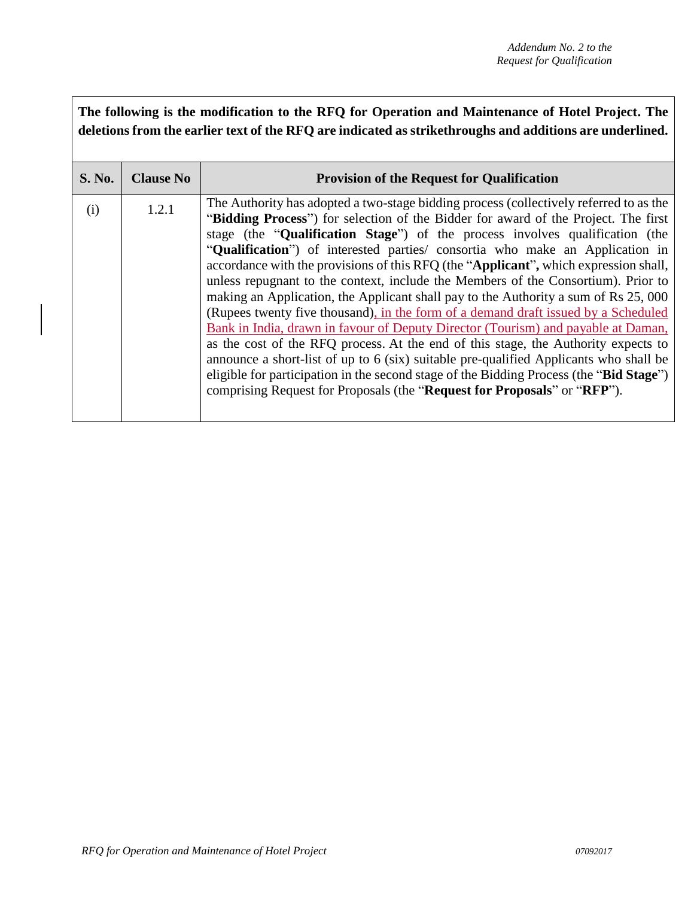**The following is the modification to the RFQ for Operation and Maintenance of Hotel Project. The deletions from the earlier text of the RFQ are indicated as strikethroughs and additions are underlined.**

| S. No. | Clause No | Provision of the Request for Qualification |
|---|---|---|
| (i) | 1.2.1 | The Authority has adopted a two-stage bidding process (collectively referred to as the "**Bidding Process**") for selection of the Bidder for award of the Project. The first stage (the "**Qualification Stage**") of the process involves qualification (the "**Qualification**") of interested parties/ consortia who make an Application in accordance with the provisions of this RFQ (the "**Applicant**"**,** which expression shall, unless repugnant to the context, include the Members of the Consortium). Prior to making an Application, the Applicant shall pay to the Authority a sum of Rs 25, 000 (Rupees twenty five thousand)<u>, in the form of a demand draft issued by a Scheduled Bank in India, drawn in favour of Deputy Director (Tourism) and payable at Daman,</u> as the cost of the RFQ process. At the end of this stage, the Authority expects to announce a short-list of up to 6 (six) suitable pre-qualified Applicants who shall be eligible for participation in the second stage of the Bidding Process (the "**Bid Stage**") comprising Request for Proposals (the "**Request for Proposals**" or "**RFP**"). |